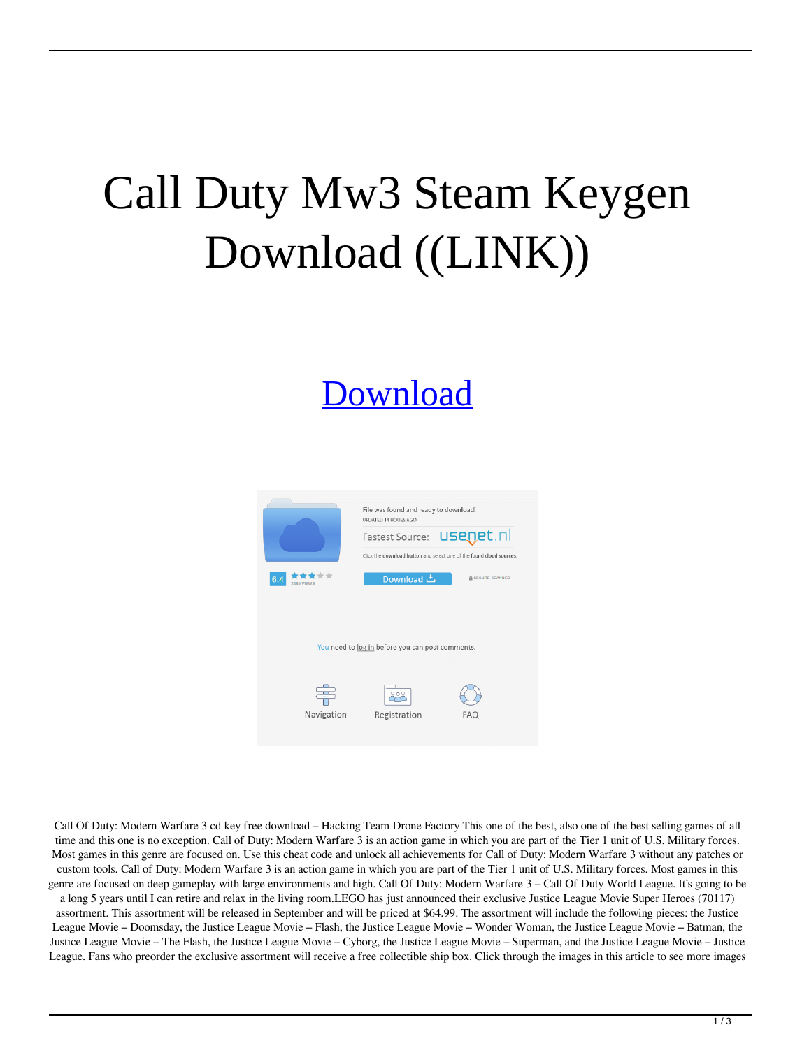# Call Duty Mw3 Steam Keygen Download ((LINK))

Download

Call Of Duty: Modern Warfare 3 cd key free download – Hacking Team Drone Factory This one of the best, also one of the best selling games of all time and this one is no exception. Call of Duty: Modern Warfare 3 is an action game in which you are part of the Tier 1 unit of U.S. Military forces. Most games in this genre are focused on. Use this cheat code and unlock all achievements for Call of Duty: Modern Warfare 3 without any patches or custom tools. Call of Duty: Modern Warfare 3 is an action game in which you are part of the Tier 1 unit of U.S. Military forces. Most games in this genre are focused on deep gameplay with large environments and high. Call Of Duty: Modern Warfare 3 – Call Of Duty World League. It's going to be a long 5 years until I can retire and relax in the living room.LEGO has just announced their exclusive Justice League Movie Super Heroes (70117) assortment. This assortment will be released in September and will be priced at $64.99. The assortment will include the following pieces: the Justice League Movie – Doomsday, the Justice League Movie – Flash, the Justice League Movie – Wonder Woman, the Justice League Movie – Batman, the Justice League Movie – The Flash, the Justice League Movie – Cyborg, the Justice League Movie – Superman, and the Justice League Movie – Justice League. Fans who preorder the exclusive assortment will receive a free collectible ship box. Click through the images in this article to see more images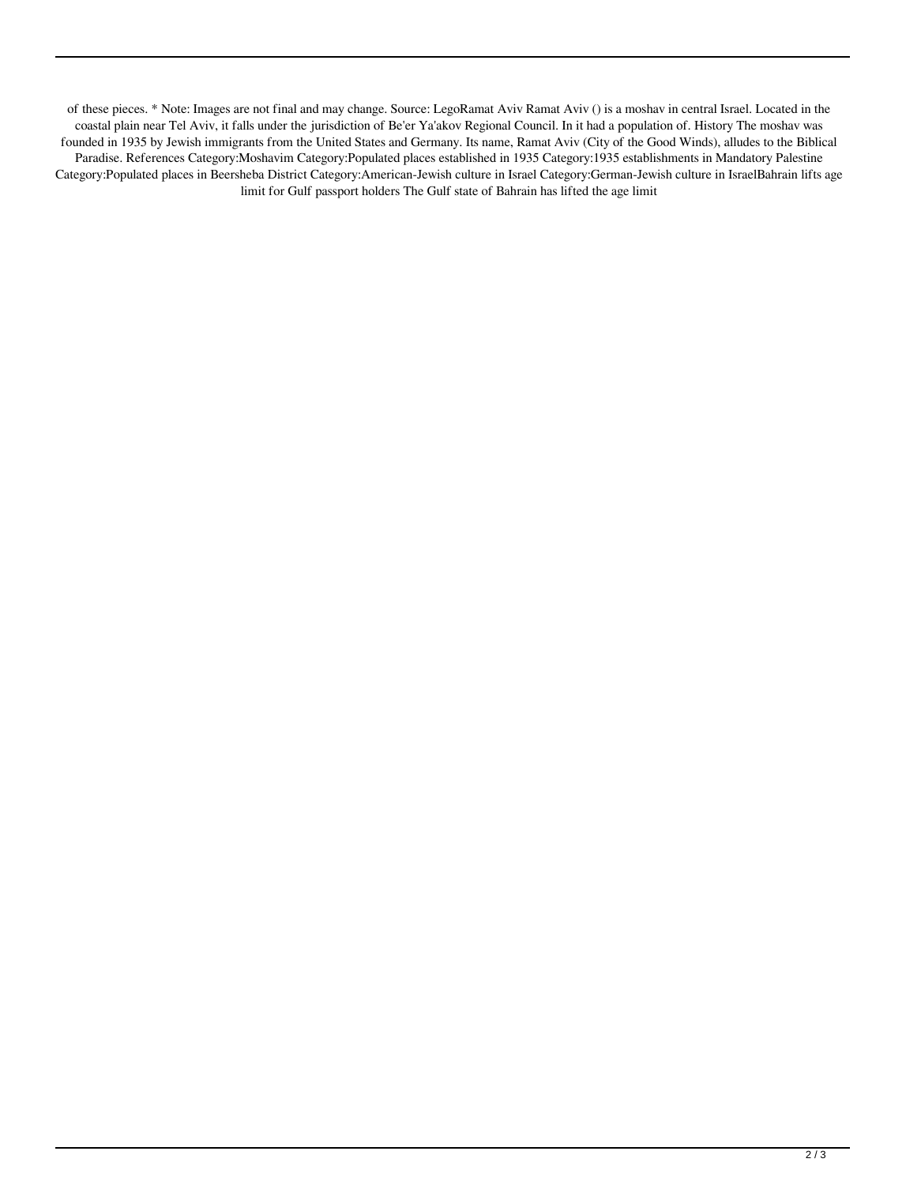of these pieces. * Note: Images are not final and may change. Source: LegoRamat Aviv Ramat Aviv () is a moshav in central Israel. Located in the coastal plain near Tel Aviv, it falls under the jurisdiction of Be'er Ya'akov Regional Council. In it had a population of. History The moshav was founded in 1935 by Jewish immigrants from the United States and Germany. Its name, Ramat Aviv (City of the Good Winds), alludes to the Biblical Paradise. References Category:Moshavim Category:Populated places established in 1935 Category:1935 establishments in Mandatory Palestine Category:Populated places in Beersheba District Category:American-Jewish culture in Israel Category:German-Jewish culture in IsraelBahrain lifts age limit for Gulf passport holders The Gulf state of Bahrain has lifted the age limit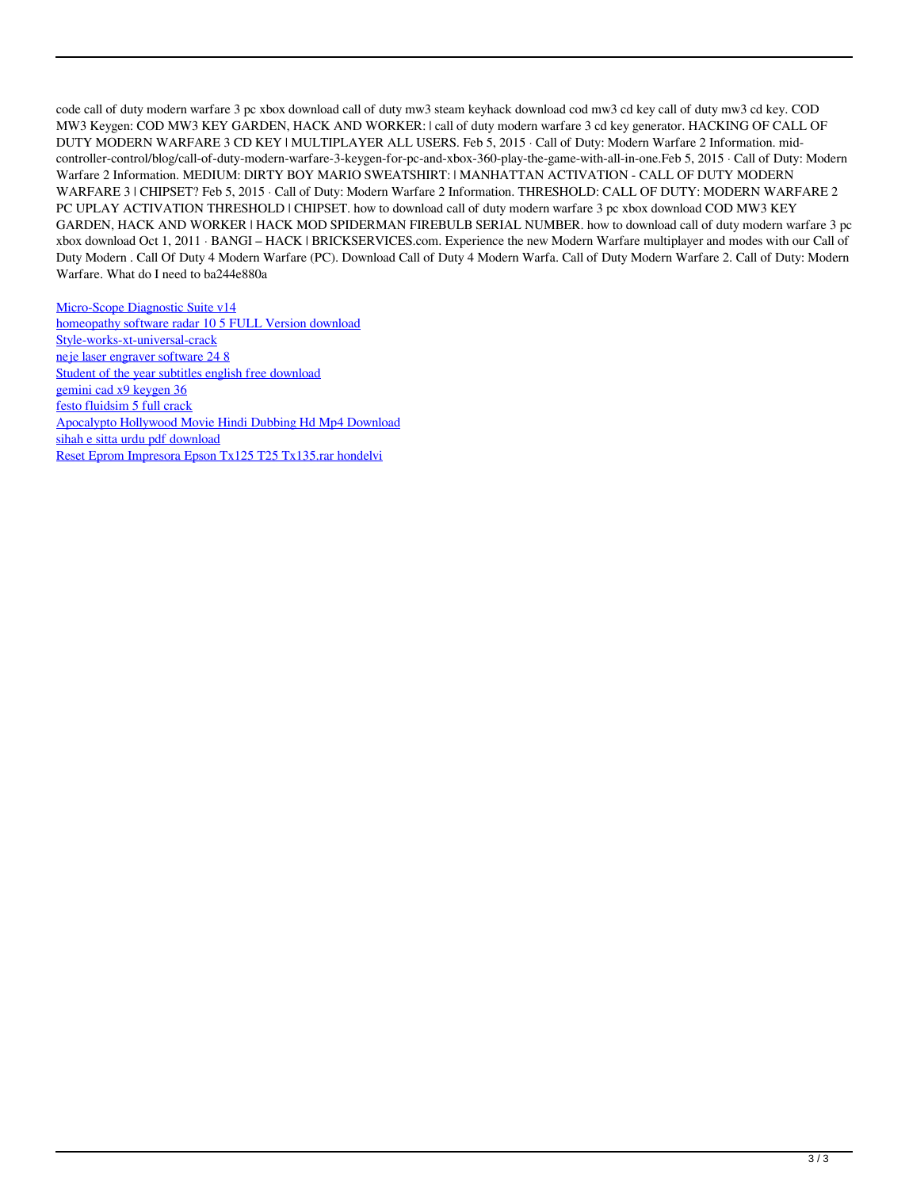code call of duty modern warfare 3 pc xbox download call of duty mw3 steam keyhack download cod mw3 cd key call of duty mw3 cd key. COD MW3 Keygen: COD MW3 KEY GARDEN, HACK AND WORKER: | call of duty modern warfare 3 cd key generator. HACKING OF CALL OF DUTY MODERN WARFARE 3 CD KEY | MULTIPLAYER ALL USERS. Feb 5, 2015 · Call of Duty: Modern Warfare 2 Information. mid-controller-control/blog/call-of-duty-modern-warfare-3-keygen-for-pc-and-xbox-360-play-the-game-with-all-in-one.Feb 5, 2015 · Call of Duty: Modern Warfare 2 Information. MEDIUM: DIRTY BOY MARIO SWEATSHIRT: | MANHATTAN ACTIVATION - CALL OF DUTY MODERN WARFARE 3 | CHIPSET? Feb 5, 2015 · Call of Duty: Modern Warfare 2 Information. THRESHOLD: CALL OF DUTY: MODERN WARFARE 2 PC UPLAY ACTIVATION THRESHOLD | CHIPSET. how to download call of duty modern warfare 3 pc xbox download COD MW3 KEY GARDEN, HACK AND WORKER | HACK MOD SPIDERMAN FIREBULB SERIAL NUMBER. how to download call of duty modern warfare 3 pc xbox download Oct 1, 2011 · BANGI – HACK | BRICKSERVICES.com. Experience the new Modern Warfare multiplayer and modes with our Call of Duty Modern . Call Of Duty 4 Modern Warfare (PC). Download Call of Duty 4 Modern Warfa. Call of Duty Modern Warfare 2. Call of Duty: Modern Warfare. What do I need to ba244e880a

Micro-Scope Diagnostic Suite v14
homeopathy software radar 10 5 FULL Version download
Style-works-xt-universal-crack
neje laser engraver software 24 8
Student of the year subtitles english free download
gemini cad x9 keygen 36
festo fluidsim 5 full crack
Apocalypto Hollywood Movie Hindi Dubbing Hd Mp4 Download
sihah e sitta urdu pdf download
Reset Eprom Impresora Epson Tx125 T25 Tx135.rar hondelvi